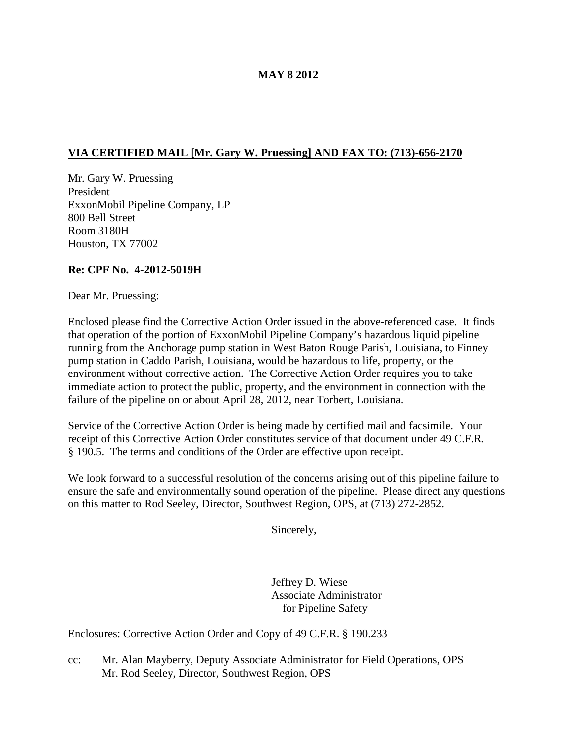**MAY 8 2012**

**VIA CERTIFIED MAIL [Mr. Gary W. Pruessing] AND FAX TO: (713)-656-2170**

Mr. Gary W. Pruessing
President
ExxonMobil Pipeline Company, LP
800 Bell Street
Room 3180H
Houston, TX 77002

**Re: CPF No. 4-2012-5019H**

Dear Mr. Pruessing:

Enclosed please find the Corrective Action Order issued in the above-referenced case. It finds that operation of the portion of ExxonMobil Pipeline Company's hazardous liquid pipeline running from the Anchorage pump station in West Baton Rouge Parish, Louisiana, to Finney pump station in Caddo Parish, Louisiana, would be hazardous to life, property, or the environment without corrective action. The Corrective Action Order requires you to take immediate action to protect the public, property, and the environment in connection with the failure of the pipeline on or about April 28, 2012, near Torbert, Louisiana.

Service of the Corrective Action Order is being made by certified mail and facsimile. Your receipt of this Corrective Action Order constitutes service of that document under 49 C.F.R. § 190.5. The terms and conditions of the Order are effective upon receipt.

We look forward to a successful resolution of the concerns arising out of this pipeline failure to ensure the safe and environmentally sound operation of the pipeline. Please direct any questions on this matter to Rod Seeley, Director, Southwest Region, OPS, at (713) 272-2852.

Sincerely,

Jeffrey D. Wiese
Associate Administrator
for Pipeline Safety

Enclosures: Corrective Action Order and Copy of 49 C.F.R. § 190.233

cc: Mr. Alan Mayberry, Deputy Associate Administrator for Field Operations, OPS
Mr. Rod Seeley, Director, Southwest Region, OPS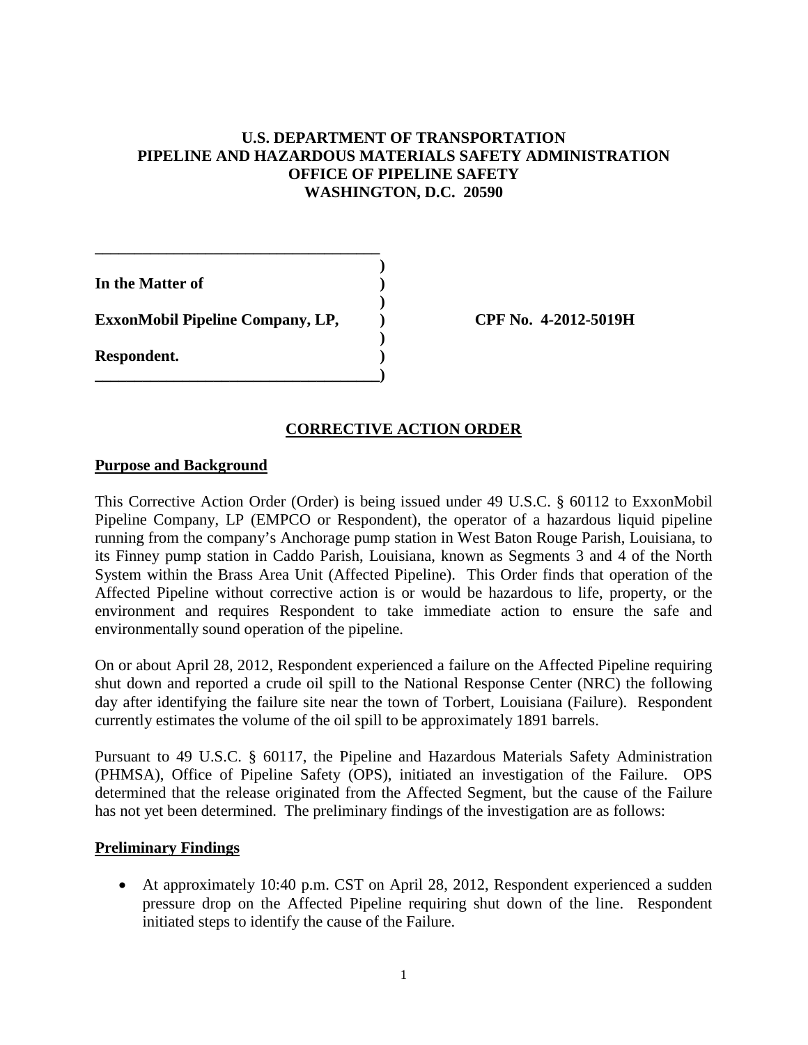**U.S. DEPARTMENT OF TRANSPORTATION**
**PIPELINE AND HAZARDOUS MATERIALS SAFETY ADMINISTRATION**
**OFFICE OF PIPELINE SAFETY**
**WASHINGTON, D.C. 20590**

| | | |
|---|---|---|
| **In the Matter of** | **)** | |
| | **)** | |
| **ExxonMobil Pipeline Company, LP,** | **)** | **CPF No. 4-2012-5019H** |
| | **)** | |
| **Respondent.** | **)** | |

## CORRECTIVE ACTION ORDER

### Purpose and Background

This Corrective Action Order (Order) is being issued under 49 U.S.C. § 60112 to ExxonMobil Pipeline Company, LP (EMPCO or Respondent), the operator of a hazardous liquid pipeline running from the company's Anchorage pump station in West Baton Rouge Parish, Louisiana, to its Finney pump station in Caddo Parish, Louisiana, known as Segments 3 and 4 of the North System within the Brass Area Unit (Affected Pipeline). This Order finds that operation of the Affected Pipeline without corrective action is or would be hazardous to life, property, or the environment and requires Respondent to take immediate action to ensure the safe and environmentally sound operation of the pipeline.

On or about April 28, 2012, Respondent experienced a failure on the Affected Pipeline requiring shut down and reported a crude oil spill to the National Response Center (NRC) the following day after identifying the failure site near the town of Torbert, Louisiana (Failure). Respondent currently estimates the volume of the oil spill to be approximately 1891 barrels.

Pursuant to 49 U.S.C. § 60117, the Pipeline and Hazardous Materials Safety Administration (PHMSA), Office of Pipeline Safety (OPS), initiated an investigation of the Failure. OPS determined that the release originated from the Affected Segment, but the cause of the Failure has not yet been determined. The preliminary findings of the investigation are as follows:

### Preliminary Findings

- At approximately 10:40 p.m. CST on April 28, 2012, Respondent experienced a sudden pressure drop on the Affected Pipeline requiring shut down of the line. Respondent initiated steps to identify the cause of the Failure.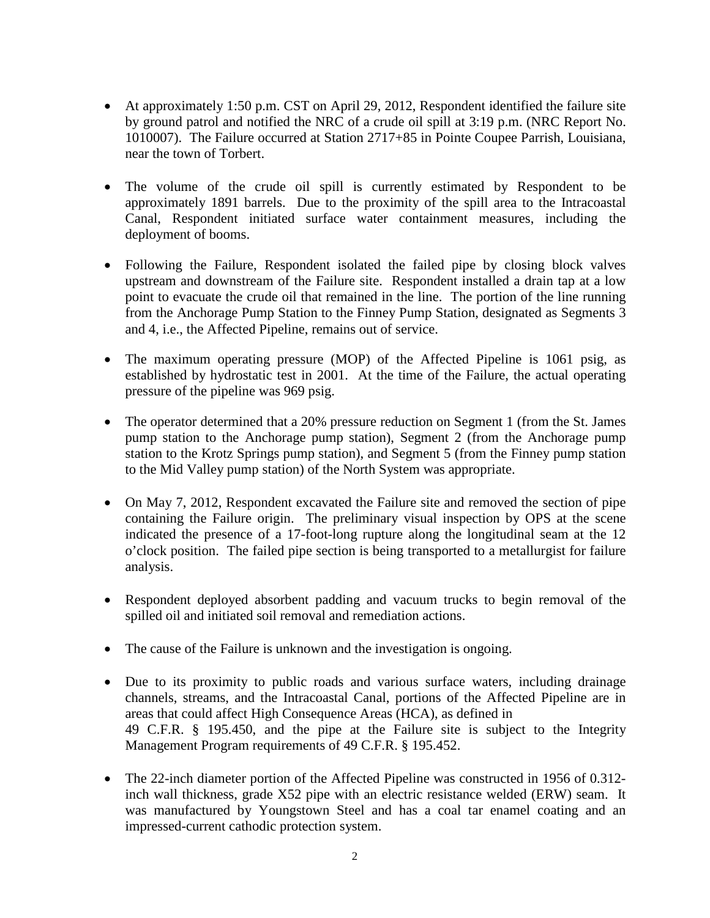- At approximately 1:50 p.m. CST on April 29, 2012, Respondent identified the failure site by ground patrol and notified the NRC of a crude oil spill at 3:19 p.m. (NRC Report No. 1010007). The Failure occurred at Station 2717+85 in Pointe Coupee Parrish, Louisiana, near the town of Torbert.

- The volume of the crude oil spill is currently estimated by Respondent to be approximately 1891 barrels. Due to the proximity of the spill area to the Intracoastal Canal, Respondent initiated surface water containment measures, including the deployment of booms.

- Following the Failure, Respondent isolated the failed pipe by closing block valves upstream and downstream of the Failure site. Respondent installed a drain tap at a low point to evacuate the crude oil that remained in the line. The portion of the line running from the Anchorage Pump Station to the Finney Pump Station, designated as Segments 3 and 4, i.e., the Affected Pipeline, remains out of service.

- The maximum operating pressure (MOP) of the Affected Pipeline is 1061 psig, as established by hydrostatic test in 2001. At the time of the Failure, the actual operating pressure of the pipeline was 969 psig.

- The operator determined that a 20% pressure reduction on Segment 1 (from the St. James pump station to the Anchorage pump station), Segment 2 (from the Anchorage pump station to the Krotz Springs pump station), and Segment 5 (from the Finney pump station to the Mid Valley pump station) of the North System was appropriate.

- On May 7, 2012, Respondent excavated the Failure site and removed the section of pipe containing the Failure origin. The preliminary visual inspection by OPS at the scene indicated the presence of a 17-foot-long rupture along the longitudinal seam at the 12 o'clock position. The failed pipe section is being transported to a metallurgist for failure analysis.

- Respondent deployed absorbent padding and vacuum trucks to begin removal of the spilled oil and initiated soil removal and remediation actions.

- The cause of the Failure is unknown and the investigation is ongoing.

- Due to its proximity to public roads and various surface waters, including drainage channels, streams, and the Intracoastal Canal, portions of the Affected Pipeline are in areas that could affect High Consequence Areas (HCA), as defined in 49 C.F.R. § 195.450, and the pipe at the Failure site is subject to the Integrity Management Program requirements of 49 C.F.R. § 195.452.

- The 22-inch diameter portion of the Affected Pipeline was constructed in 1956 of 0.312-inch wall thickness, grade X52 pipe with an electric resistance welded (ERW) seam. It was manufactured by Youngstown Steel and has a coal tar enamel coating and an impressed-current cathodic protection system.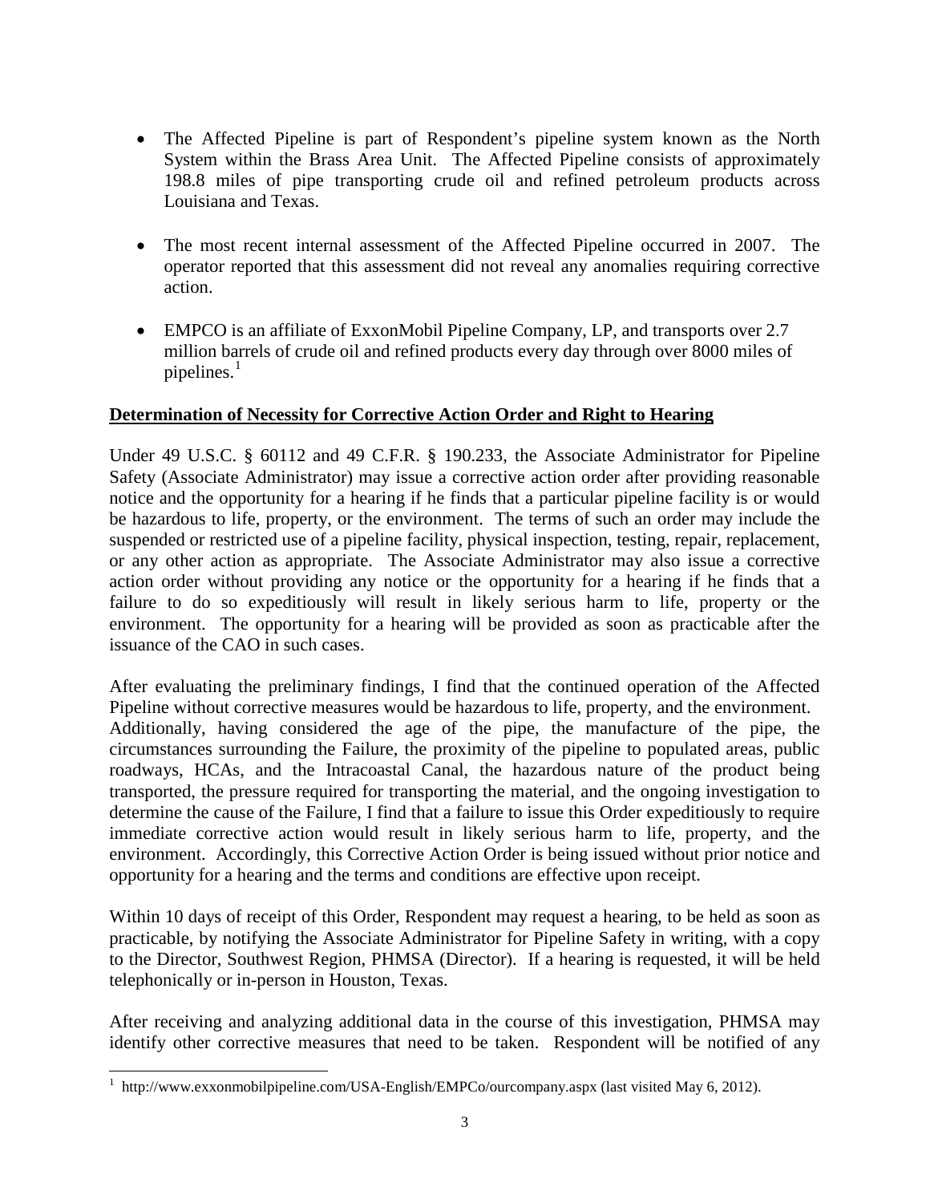- The Affected Pipeline is part of Respondent's pipeline system known as the North System within the Brass Area Unit. The Affected Pipeline consists of approximately 198.8 miles of pipe transporting crude oil and refined petroleum products across Louisiana and Texas.

- The most recent internal assessment of the Affected Pipeline occurred in 2007. The operator reported that this assessment did not reveal any anomalies requiring corrective action.

- EMPCO is an affiliate of ExxonMobil Pipeline Company, LP, and transports over 2.7 million barrels of crude oil and refined products every day through over 8000 miles of pipelines.[1]

**Determination of Necessity for Corrective Action Order and Right to Hearing**

Under 49 U.S.C. § 60112 and 49 C.F.R. § 190.233, the Associate Administrator for Pipeline Safety (Associate Administrator) may issue a corrective action order after providing reasonable notice and the opportunity for a hearing if he finds that a particular pipeline facility is or would be hazardous to life, property, or the environment. The terms of such an order may include the suspended or restricted use of a pipeline facility, physical inspection, testing, repair, replacement, or any other action as appropriate. The Associate Administrator may also issue a corrective action order without providing any notice or the opportunity for a hearing if he finds that a failure to do so expeditiously will result in likely serious harm to life, property or the environment. The opportunity for a hearing will be provided as soon as practicable after the issuance of the CAO in such cases.

After evaluating the preliminary findings, I find that the continued operation of the Affected Pipeline without corrective measures would be hazardous to life, property, and the environment. Additionally, having considered the age of the pipe, the manufacture of the pipe, the circumstances surrounding the Failure, the proximity of the pipeline to populated areas, public roadways, HCAs, and the Intracoastal Canal, the hazardous nature of the product being transported, the pressure required for transporting the material, and the ongoing investigation to determine the cause of the Failure, I find that a failure to issue this Order expeditiously to require immediate corrective action would result in likely serious harm to life, property, and the environment. Accordingly, this Corrective Action Order is being issued without prior notice and opportunity for a hearing and the terms and conditions are effective upon receipt.

Within 10 days of receipt of this Order, Respondent may request a hearing, to be held as soon as practicable, by notifying the Associate Administrator for Pipeline Safety in writing, with a copy to the Director, Southwest Region, PHMSA (Director). If a hearing is requested, it will be held telephonically or in-person in Houston, Texas.

After receiving and analyzing additional data in the course of this investigation, PHMSA may identify other corrective measures that need to be taken. Respondent will be notified of any

[1] http://www.exxonmobilpipeline.com/USA-English/EMPCo/ourcompany.aspx (last visited May 6, 2012).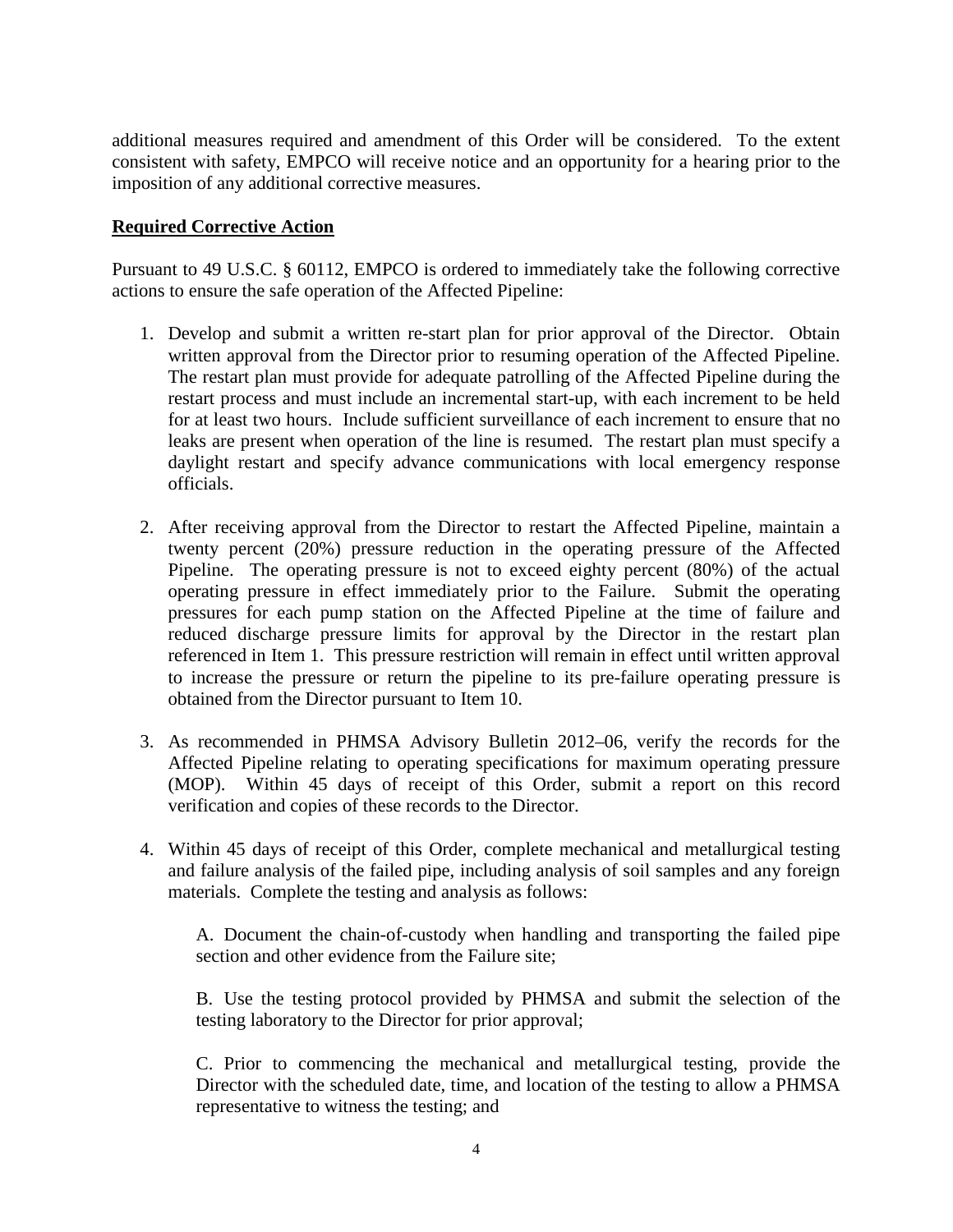additional measures required and amendment of this Order will be considered. To the extent consistent with safety, EMPCO will receive notice and an opportunity for a hearing prior to the imposition of any additional corrective measures.

**Required Corrective Action**

Pursuant to 49 U.S.C. § 60112, EMPCO is ordered to immediately take the following corrective actions to ensure the safe operation of the Affected Pipeline:

1. Develop and submit a written re-start plan for prior approval of the Director. Obtain written approval from the Director prior to resuming operation of the Affected Pipeline. The restart plan must provide for adequate patrolling of the Affected Pipeline during the restart process and must include an incremental start-up, with each increment to be held for at least two hours. Include sufficient surveillance of each increment to ensure that no leaks are present when operation of the line is resumed. The restart plan must specify a daylight restart and specify advance communications with local emergency response officials.

2. After receiving approval from the Director to restart the Affected Pipeline, maintain a twenty percent (20%) pressure reduction in the operating pressure of the Affected Pipeline. The operating pressure is not to exceed eighty percent (80%) of the actual operating pressure in effect immediately prior to the Failure. Submit the operating pressures for each pump station on the Affected Pipeline at the time of failure and reduced discharge pressure limits for approval by the Director in the restart plan referenced in Item 1. This pressure restriction will remain in effect until written approval to increase the pressure or return the pipeline to its pre-failure operating pressure is obtained from the Director pursuant to Item 10.

3. As recommended in PHMSA Advisory Bulletin 2012–06, verify the records for the Affected Pipeline relating to operating specifications for maximum operating pressure (MOP). Within 45 days of receipt of this Order, submit a report on this record verification and copies of these records to the Director.

4. Within 45 days of receipt of this Order, complete mechanical and metallurgical testing and failure analysis of the failed pipe, including analysis of soil samples and any foreign materials. Complete the testing and analysis as follows:

   A. Document the chain-of-custody when handling and transporting the failed pipe section and other evidence from the Failure site;

   B. Use the testing protocol provided by PHMSA and submit the selection of the testing laboratory to the Director for prior approval;

   C. Prior to commencing the mechanical and metallurgical testing, provide the Director with the scheduled date, time, and location of the testing to allow a PHMSA representative to witness the testing; and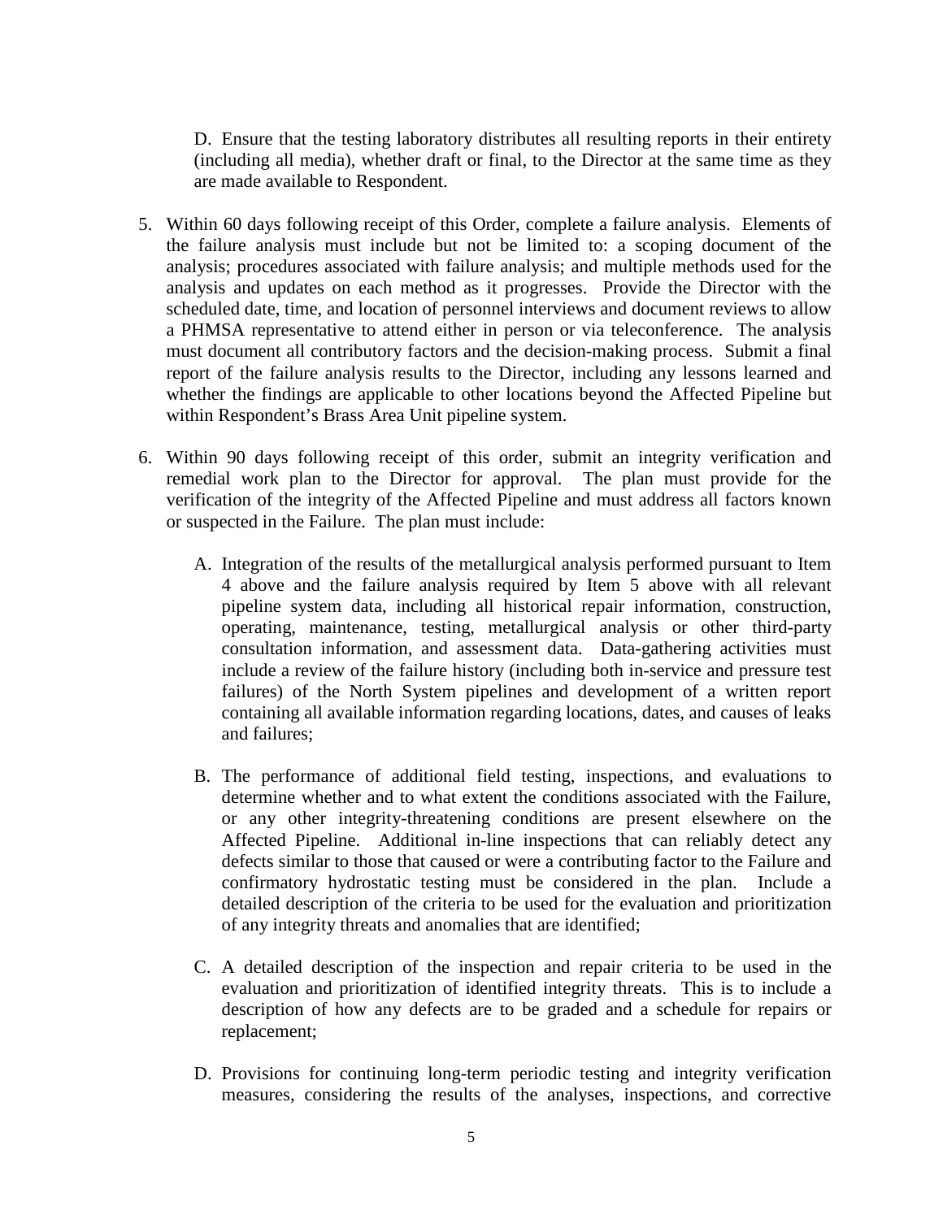D. Ensure that the testing laboratory distributes all resulting reports in their entirety (including all media), whether draft or final, to the Director at the same time as they are made available to Respondent.

5. Within 60 days following receipt of this Order, complete a failure analysis. Elements of the failure analysis must include but not be limited to: a scoping document of the analysis; procedures associated with failure analysis; and multiple methods used for the analysis and updates on each method as it progresses. Provide the Director with the scheduled date, time, and location of personnel interviews and document reviews to allow a PHMSA representative to attend either in person or via teleconference. The analysis must document all contributory factors and the decision-making process. Submit a final report of the failure analysis results to the Director, including any lessons learned and whether the findings are applicable to other locations beyond the Affected Pipeline but within Respondent's Brass Area Unit pipeline system.

6. Within 90 days following receipt of this order, submit an integrity verification and remedial work plan to the Director for approval. The plan must provide for the verification of the integrity of the Affected Pipeline and must address all factors known or suspected in the Failure. The plan must include:

   A. Integration of the results of the metallurgical analysis performed pursuant to Item 4 above and the failure analysis required by Item 5 above with all relevant pipeline system data, including all historical repair information, construction, operating, maintenance, testing, metallurgical analysis or other third-party consultation information, and assessment data. Data-gathering activities must include a review of the failure history (including both in-service and pressure test failures) of the North System pipelines and development of a written report containing all available information regarding locations, dates, and causes of leaks and failures;

   B. The performance of additional field testing, inspections, and evaluations to determine whether and to what extent the conditions associated with the Failure, or any other integrity-threatening conditions are present elsewhere on the Affected Pipeline. Additional in-line inspections that can reliably detect any defects similar to those that caused or were a contributing factor to the Failure and confirmatory hydrostatic testing must be considered in the plan. Include a detailed description of the criteria to be used for the evaluation and prioritization of any integrity threats and anomalies that are identified;

   C. A detailed description of the inspection and repair criteria to be used in the evaluation and prioritization of identified integrity threats. This is to include a description of how any defects are to be graded and a schedule for repairs or replacement;

   D. Provisions for continuing long-term periodic testing and integrity verification measures, considering the results of the analyses, inspections, and corrective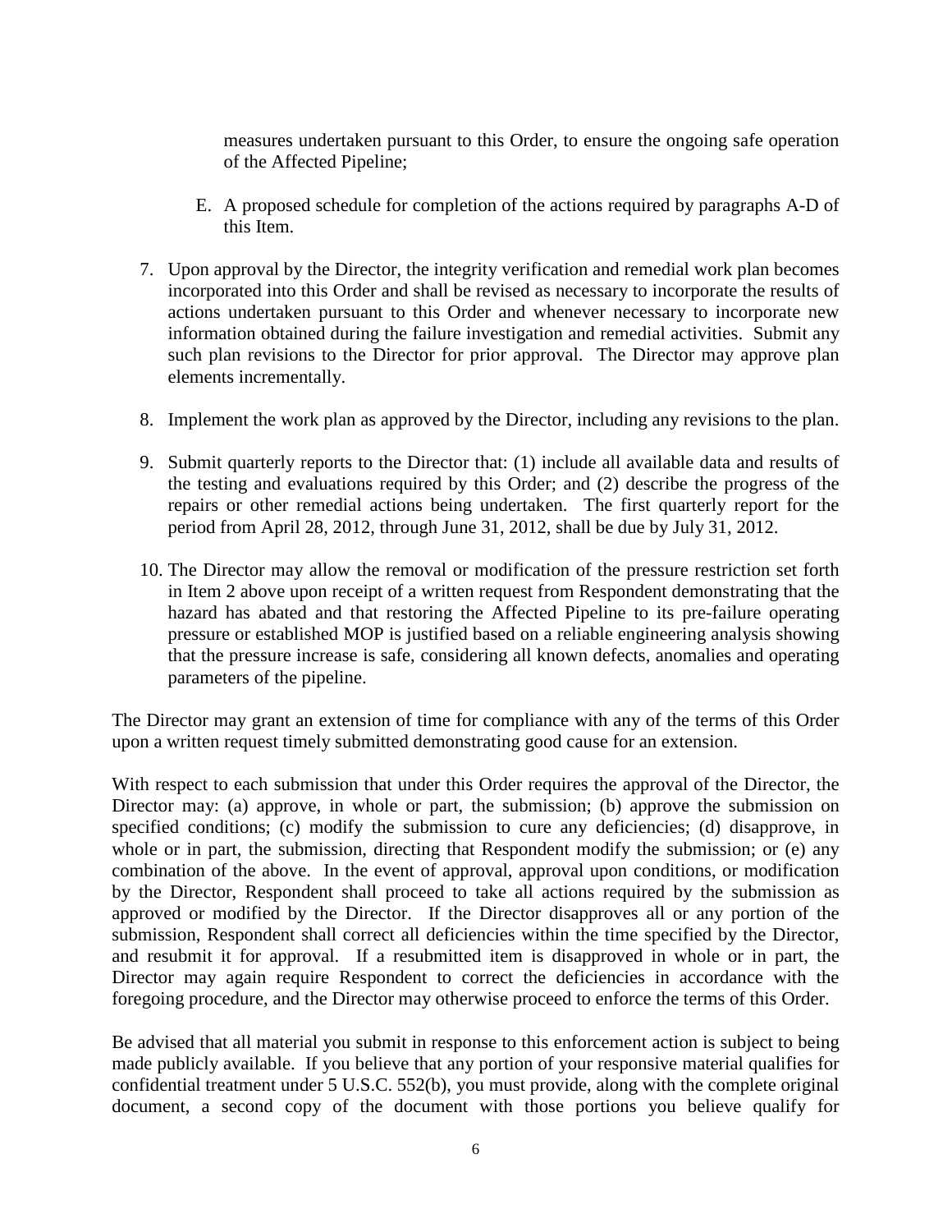measures undertaken pursuant to this Order, to ensure the ongoing safe operation of the Affected Pipeline;

E. A proposed schedule for completion of the actions required by paragraphs A-D of this Item.

7. Upon approval by the Director, the integrity verification and remedial work plan becomes incorporated into this Order and shall be revised as necessary to incorporate the results of actions undertaken pursuant to this Order and whenever necessary to incorporate new information obtained during the failure investigation and remedial activities. Submit any such plan revisions to the Director for prior approval. The Director may approve plan elements incrementally.

8. Implement the work plan as approved by the Director, including any revisions to the plan.

9. Submit quarterly reports to the Director that: (1) include all available data and results of the testing and evaluations required by this Order; and (2) describe the progress of the repairs or other remedial actions being undertaken. The first quarterly report for the period from April 28, 2012, through June 31, 2012, shall be due by July 31, 2012.

10. The Director may allow the removal or modification of the pressure restriction set forth in Item 2 above upon receipt of a written request from Respondent demonstrating that the hazard has abated and that restoring the Affected Pipeline to its pre-failure operating pressure or established MOP is justified based on a reliable engineering analysis showing that the pressure increase is safe, considering all known defects, anomalies and operating parameters of the pipeline.

The Director may grant an extension of time for compliance with any of the terms of this Order upon a written request timely submitted demonstrating good cause for an extension.

With respect to each submission that under this Order requires the approval of the Director, the Director may: (a) approve, in whole or part, the submission; (b) approve the submission on specified conditions; (c) modify the submission to cure any deficiencies; (d) disapprove, in whole or in part, the submission, directing that Respondent modify the submission; or (e) any combination of the above. In the event of approval, approval upon conditions, or modification by the Director, Respondent shall proceed to take all actions required by the submission as approved or modified by the Director. If the Director disapproves all or any portion of the submission, Respondent shall correct all deficiencies within the time specified by the Director, and resubmit it for approval. If a resubmitted item is disapproved in whole or in part, the Director may again require Respondent to correct the deficiencies in accordance with the foregoing procedure, and the Director may otherwise proceed to enforce the terms of this Order.

Be advised that all material you submit in response to this enforcement action is subject to being made publicly available. If you believe that any portion of your responsive material qualifies for confidential treatment under 5 U.S.C. 552(b), you must provide, along with the complete original document, a second copy of the document with those portions you believe qualify for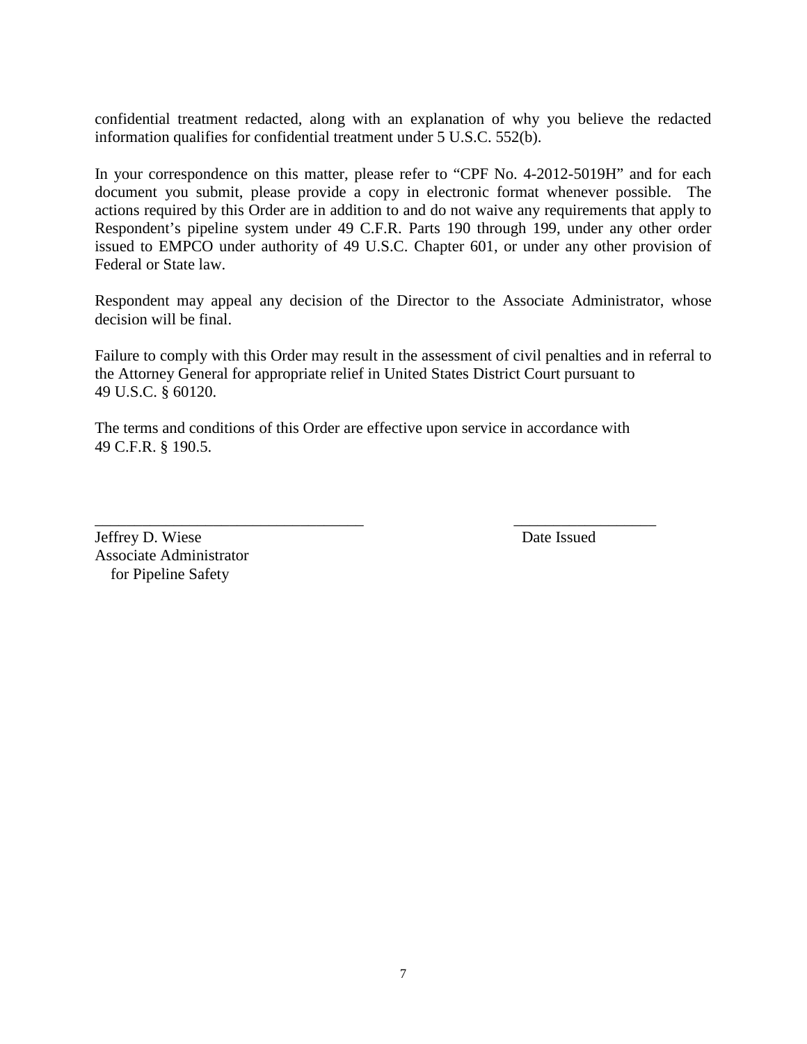confidential treatment redacted, along with an explanation of why you believe the redacted information qualifies for confidential treatment under 5 U.S.C. 552(b).

In your correspondence on this matter, please refer to "CPF No. 4-2012-5019H" and for each document you submit, please provide a copy in electronic format whenever possible. The actions required by this Order are in addition to and do not waive any requirements that apply to Respondent's pipeline system under 49 C.F.R. Parts 190 through 199, under any other order issued to EMPCO under authority of 49 U.S.C. Chapter 601, or under any other provision of Federal or State law.

Respondent may appeal any decision of the Director to the Associate Administrator, whose decision will be final.

Failure to comply with this Order may result in the assessment of civil penalties and in referral to the Attorney General for appropriate relief in United States District Court pursuant to 49 U.S.C. § 60120.

The terms and conditions of this Order are effective upon service in accordance with 49 C.F.R. § 190.5.

\_\_\_\_\_\_\_\_\_\_\_\_\_\_\_\_\_\_\_\_\_\_\_\_\_\_\_\_\_\_\_\_\_\_ \_\_\_\_\_\_\_\_\_\_\_\_\_\_\_\_\_\_

Jeffrey D. Wiese
Associate Administrator
for Pipeline Safety

Date Issued